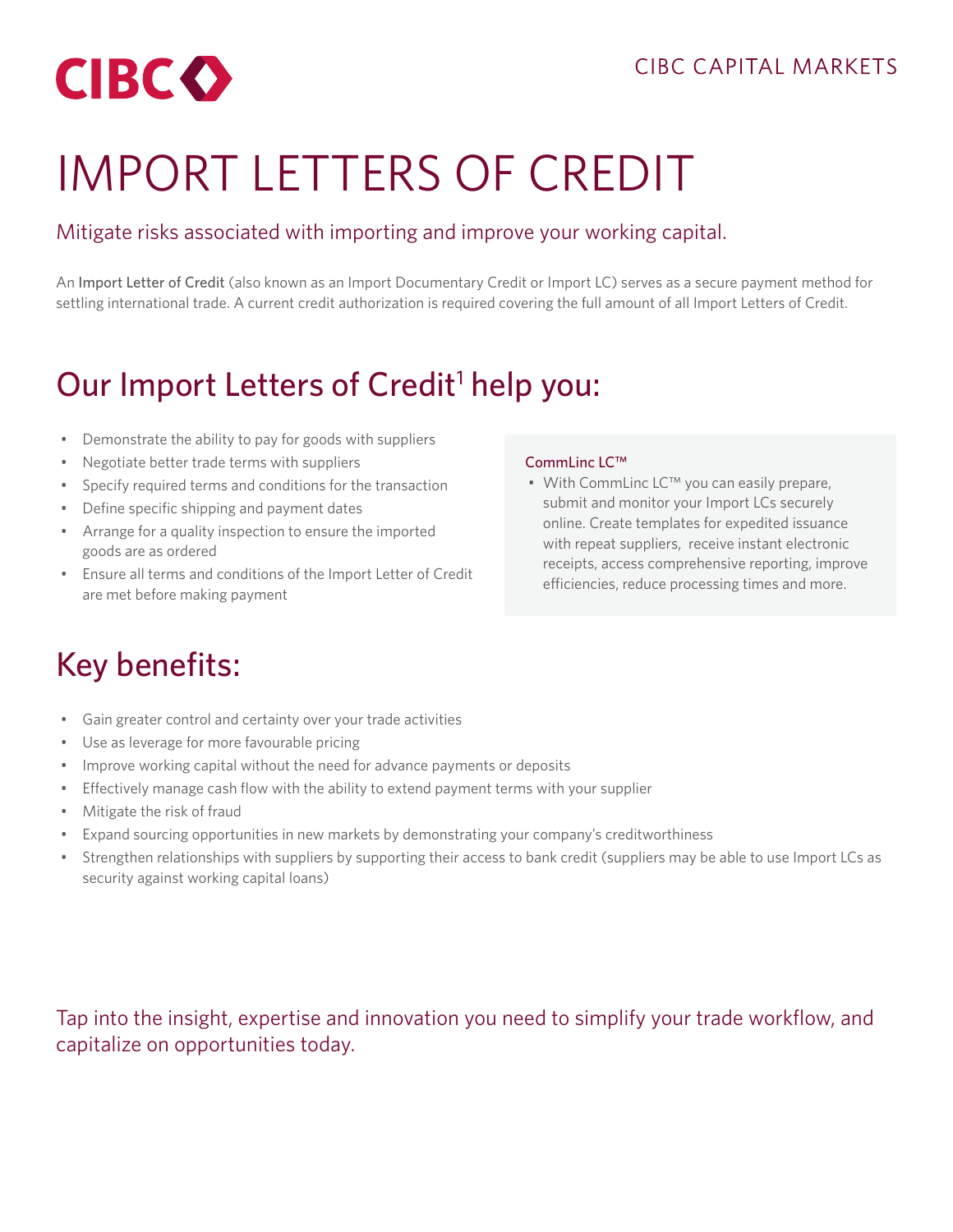CIBC CAPITAL MARKETS

# IMPORT LETTERS OF CREDIT

Mitigate risks associated with importing and improve your working capital.

An Import Letter of Credit (also known as an Import Documentary Credit or Import LC) serves as a secure payment method for settling international trade. A current credit authorization is required covering the full amount of all Import Letters of Credit.

## Our Import Letters of Credit[1] help you:

- Demonstrate the ability to pay for goods with suppliers
- Negotiate better trade terms with suppliers
- Specify required terms and conditions for the transaction
- Define specific shipping and payment dates
- Arrange for a quality inspection to ensure the imported goods are as ordered
- Ensure all terms and conditions of the Import Letter of Credit are met before making payment

**CommLinc LC™**

- With CommLinc LC™ you can easily prepare, submit and monitor your Import LCs securely online. Create templates for expedited issuance with repeat suppliers, receive instant electronic receipts, access comprehensive reporting, improve efficiencies, reduce processing times and more.

## Key benefits:

- Gain greater control and certainty over your trade activities
- Use as leverage for more favourable pricing
- Improve working capital without the need for advance payments or deposits
- Effectively manage cash flow with the ability to extend payment terms with your supplier
- Mitigate the risk of fraud
- Expand sourcing opportunities in new markets by demonstrating your company's creditworthiness
- Strengthen relationships with suppliers by supporting their access to bank credit (suppliers may be able to use Import LCs as security against working capital loans)

Tap into the insight, expertise and innovation you need to simplify your trade workflow, and capitalize on opportunities today.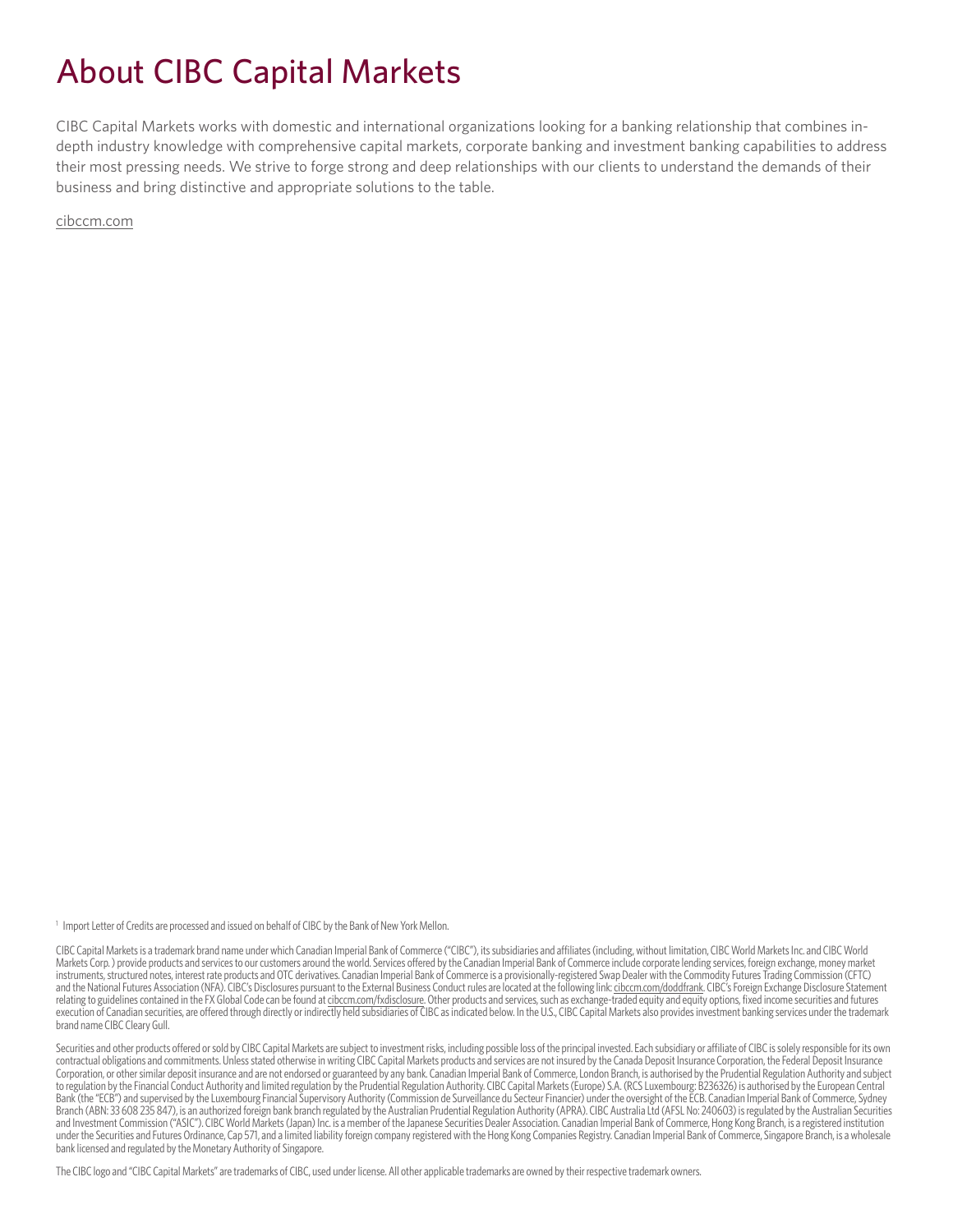# About CIBC Capital Markets

CIBC Capital Markets works with domestic and international organizations looking for a banking relationship that combines in-depth industry knowledge with comprehensive capital markets, corporate banking and investment banking capabilities to address their most pressing needs. We strive to forge strong and deep relationships with our clients to understand the demands of their business and bring distinctive and appropriate solutions to the table.

cibccm.com

[1] Import Letter of Credits are processed and issued on behalf of CIBC by the Bank of New York Mellon.

CIBC Capital Markets is a trademark brand name under which Canadian Imperial Bank of Commerce ("CIBC"), its subsidiaries and affiliates (including, without limitation, CIBC World Markets Inc. and CIBC World Markets Corp. ) provide products and services to our customers around the world. Services offered by the Canadian Imperial Bank of Commerce include corporate lending services, foreign exchange, money market instruments, structured notes, interest rate products and OTC derivatives. Canadian Imperial Bank of Commerce is a provisionally-registered Swap Dealer with the Commodity Futures Trading Commission (CFTC) and the National Futures Association (NFA). CIBC's Disclosures pursuant to the External Business Conduct rules are located at the following link: cibccm.com/doddfrank. CIBC's Foreign Exchange Disclosure Statement relating to guidelines contained in the FX Global Code can be found at cibccm.com/fxdisclosure. Other products and services, such as exchange-traded equity and equity options, fixed income securities and futures execution of Canadian securities, are offered through directly or indirectly held subsidiaries of CIBC as indicated below. In the U.S., CIBC Capital Markets also provides investment banking services under the trademark brand name CIBC Cleary Gull.

Securities and other products offered or sold by CIBC Capital Markets are subject to investment risks, including possible loss of the principal invested. Each subsidiary or affiliate of CIBC is solely responsible for its own contractual obligations and commitments. Unless stated otherwise in writing CIBC Capital Markets products and services are not insured by the Canada Deposit Insurance Corporation, the Federal Deposit Insurance Corporation, or other similar deposit insurance and are not endorsed or guaranteed by any bank. Canadian Imperial Bank of Commerce, London Branch, is authorised by the Prudential Regulation Authority and subject to regulation by the Financial Conduct Authority and limited regulation by the Prudential Regulation Authority. CIBC Capital Markets (Europe) S.A. (RCS Luxembourg: B236326) is authorised by the European Central Bank (the "ECB") and supervised by the Luxembourg Financial Supervisory Authority (Commission de Surveillance du Secteur Financier) under the oversight of the ECB. Canadian Imperial Bank of Commerce, Sydney Branch (ABN: 33 608 235 847), is an authorized foreign bank branch regulated by the Australian Prudential Regulation Authority (APRA). CIBC Australia Ltd (AFSL No: 240603) is regulated by the Australian Securities and Investment Commission ("ASIC"). CIBC World Markets (Japan) Inc. is a member of the Japanese Securities Dealer Association. Canadian Imperial Bank of Commerce, Hong Kong Branch, is a registered institution under the Securities and Futures Ordinance, Cap 571, and a limited liability foreign company registered with the Hong Kong Companies Registry. Canadian Imperial Bank of Commerce, Singapore Branch, is a wholesale bank licensed and regulated by the Monetary Authority of Singapore.

The CIBC logo and "CIBC Capital Markets" are trademarks of CIBC, used under license. All other applicable trademarks are owned by their respective trademark owners.